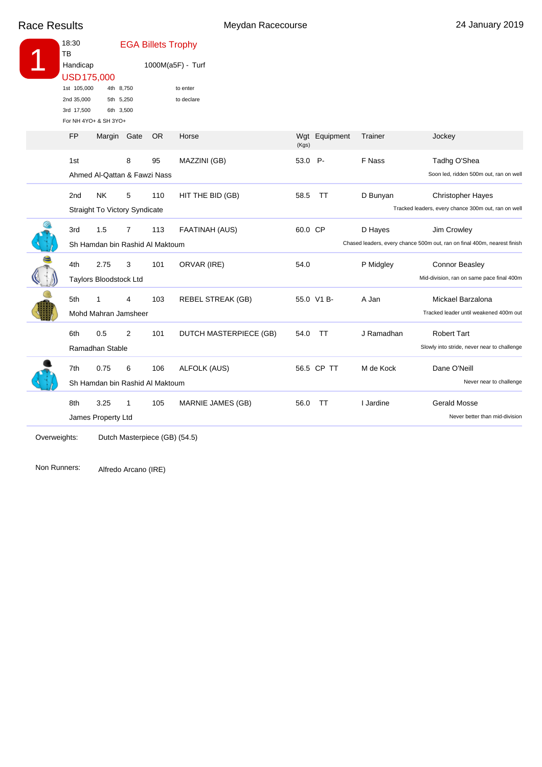# Race Results

Meydan Racecourse

24 January 2019

## 1

18:30
TB
Handicap

**EGA Billets Trophy**

1000M(a5F) - Turf

USD175,000

1st 105,000 | 4th 8,750 | to enter
2nd 35,000 | 5th 5,250 | to declare
3rd 17,500 | 6th 3,500

For NH 4YO+ & SH 3YO+

| FP | Margin | Gate | OR | Horse | Wgt (Kgs) | Equipment | Trainer | Jockey |
|---|---|---|---|---|---|---|---|---|
| 1st | | 8 | 95 | MAZZINI (GB) | 53.0 | P- | F Nass | Tadhg O'Shea |
| Ahmed Al-Qattan & Fawzi Nass | | | | | | | | Soon led, ridden 500m out, ran on well |
| 2nd | NK | 5 | 110 | HIT THE BID (GB) | 58.5 | TT | D Bunyan | Christopher Hayes |
| Straight To Victory Syndicate | | | | | | | | Tracked leaders, every chance 300m out, ran on well |
| 3rd | 1.5 | 7 | 113 | FAATINAH (AUS) | 60.0 | CP | D Hayes | Jim Crowley |
| Sh Hamdan bin Rashid Al Maktoum | | | | | | | | Chased leaders, every chance 500m out, ran on final 400m, nearest finish |
| 4th | 2.75 | 3 | 101 | ORVAR (IRE) | 54.0 | | P Midgley | Connor Beasley |
| Taylors Bloodstock Ltd | | | | | | | | Mid-division, ran on same pace final 400m |
| 5th | 1 | 4 | 103 | REBEL STREAK (GB) | 55.0 | V1 B- | A Jan | Mickael Barzalona |
| Mohd Mahran Jamsheer | | | | | | | | Tracked leader until weakened 400m out |
| 6th | 0.5 | 2 | 101 | DUTCH MASTERPIECE (GB) | 54.0 | TT | J Ramadhan | Robert Tart |
| Ramadhan Stable | | | | | | | | Slowly into stride, never near to challenge |
| 7th | 0.75 | 6 | 106 | ALFOLK (AUS) | 56.5 | CP TT | M de Kock | Dane O'Neill |
| Sh Hamdan bin Rashid Al Maktoum | | | | | | | | Never near to challenge |
| 8th | 3.25 | 1 | 105 | MARNIE JAMES (GB) | 56.0 | TT | I Jardine | Gerald Mosse |
| James Property Ltd | | | | | | | | Never better than mid-division |

Overweights: Dutch Masterpiece (GB) (54.5)

Non Runners: Alfredo Arcano (IRE)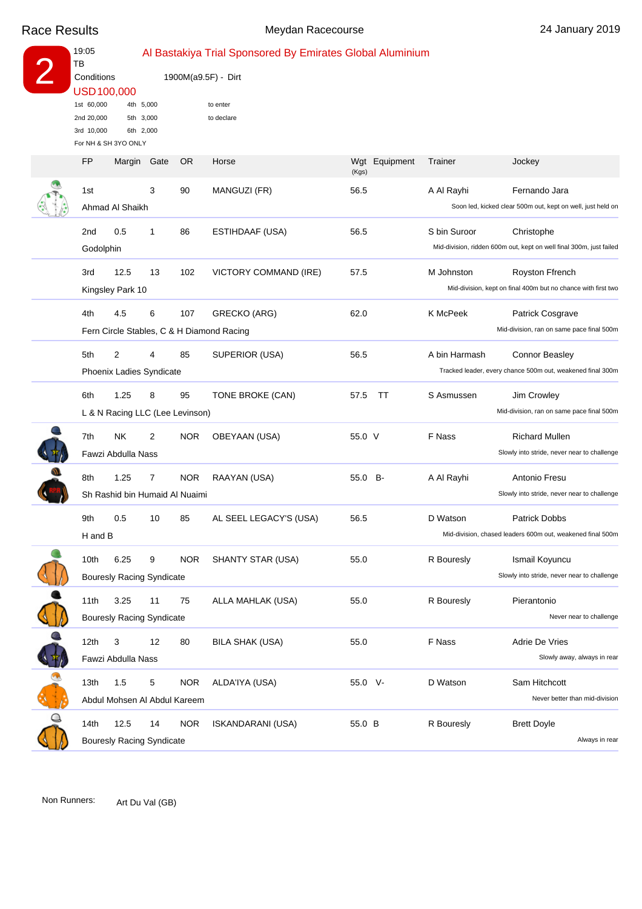Race Results — Meydan Racecourse — 24 January 2019

# 2

19:05
TB

## Al Bastakiya Trial Sponsored By Emirates Global Aluminium

Conditions — 1900M(a9.5F) - Dirt

USD 100,000

1st 60,000 — 4th 5,000 — to enter
2nd 20,000 — 5th 3,000 — to declare
3rd 10,000 — 6th 2,000

For NH & SH 3YO ONLY

| FP | Margin | Gate | OR | Horse | Wgt (Kgs) | Equipment | Trainer | Jockey |
|---|---|---|---|---|---|---|---|---|
| 1st | | 3 | 90 | MANGUZI (FR) | 56.5 | | A Al Rayhi | Fernando Jara |
| Ahmad Al Shaikh | | | | | | | | Soon led, kicked clear 500m out, kept on well, just held on |
| 2nd | 0.5 | 1 | 86 | ESTIHDAAF (USA) | 56.5 | | S bin Suroor | Christophe |
| Godolphin | | | | | | | | Mid-division, ridden 600m out, kept on well final 300m, just failed |
| 3rd | 12.5 | 13 | 102 | VICTORY COMMAND (IRE) | 57.5 | | M Johnston | Royston Ffrench |
| Kingsley Park 10 | | | | | | | | Mid-division, kept on final 400m but no chance with first two |
| 4th | 4.5 | 6 | 107 | GRECKO (ARG) | 62.0 | | K McPeek | Patrick Cosgrave |
| Fern Circle Stables, C & H Diamond Racing | | | | | | | | Mid-division, ran on same pace final 500m |
| 5th | 2 | 4 | 85 | SUPERIOR (USA) | 56.5 | | A bin Harmash | Connor Beasley |
| Phoenix Ladies Syndicate | | | | | | | | Tracked leader, every chance 500m out, weakened final 300m |
| 6th | 1.25 | 8 | 95 | TONE BROKE (CAN) | 57.5 | TT | S Asmussen | Jim Crowley |
| L & N Racing LLC (Lee Levinson) | | | | | | | | Mid-division, ran on same pace final 500m |
| 7th | NK | 2 | NOR | OBEYAAN (USA) | 55.0 | V | F Nass | Richard Mullen |
| Fawzi Abdulla Nass | | | | | | | | Slowly into stride, never near to challenge |
| 8th | 1.25 | 7 | NOR | RAAYAN (USA) | 55.0 | B- | A Al Rayhi | Antonio Fresu |
| Sh Rashid bin Humaid Al Nuaimi | | | | | | | | Slowly into stride, never near to challenge |
| 9th | 0.5 | 10 | 85 | AL SEEL LEGACY'S (USA) | 56.5 | | D Watson | Patrick Dobbs |
| H and B | | | | | | | | Mid-division, chased leaders 600m out, weakened final 500m |
| 10th | 6.25 | 9 | NOR | SHANTY STAR (USA) | 55.0 | | R Bouresly | Ismail Koyuncu |
| Bouresly Racing Syndicate | | | | | | | | Slowly into stride, never near to challenge |
| 11th | 3.25 | 11 | 75 | ALLA MAHLAK (USA) | 55.0 | | R Bouresly | Pierantonio |
| Bouresly Racing Syndicate | | | | | | | | Never near to challenge |
| 12th | 3 | 12 | 80 | BILA SHAK (USA) | 55.0 | | F Nass | Adrie De Vries |
| Fawzi Abdulla Nass | | | | | | | | Slowly away, always in rear |
| 13th | 1.5 | 5 | NOR | ALDA'IYA (USA) | 55.0 | V- | D Watson | Sam Hitchcott |
| Abdul Mohsen Al Abdul Kareem | | | | | | | | Never better than mid-division |
| 14th | 12.5 | 14 | NOR | ISKANDARANI (USA) | 55.0 | B | R Bouresly | Brett Doyle |
| Bouresly Racing Syndicate | | | | | | | | Always in rear |

Non Runners: Art Du Val (GB)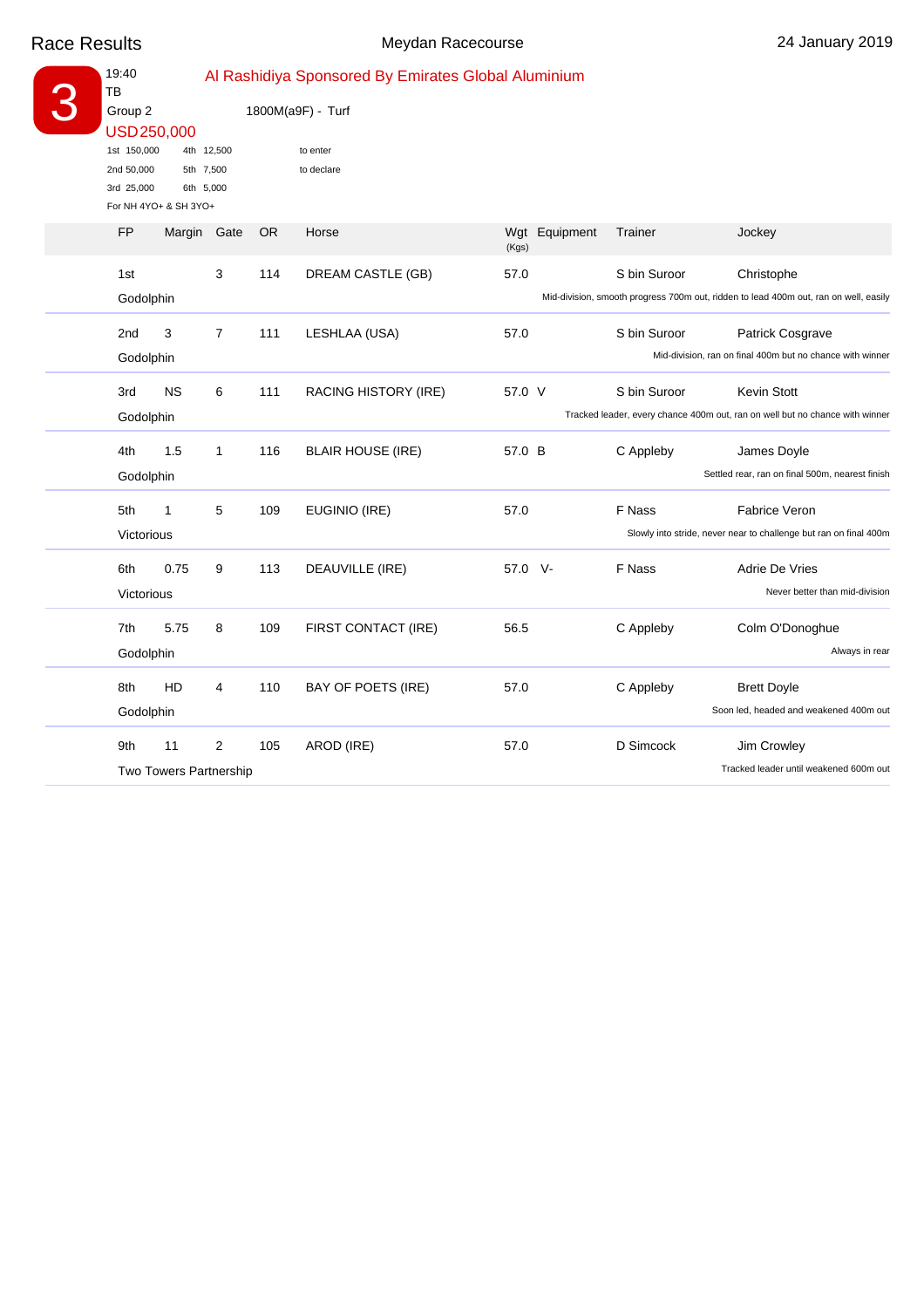Race Results — Meydan Racecourse — 24 January 2019

# 3

19:40
TB

## Al Rashidiya Sponsored By Emirates Global Aluminium

Group 2 — 1800M(a9F) - Turf

USD 250,000

| | | | |
|---|---|---|---|
| 1st 150,000 | 4th 12,500 | to enter |
| 2nd 50,000 | 5th 7,500 | to declare |
| 3rd 25,000 | 6th 5,000 | |

For NH 4YO+ & SH 3YO+

| FP | Margin | Gate | OR | Horse | Wgt (Kgs) | Equipment | Trainer | Jockey | Owner | Comment |
|---|---|---|---|---|---|---|---|---|---|---|
| 1st | | 3 | 114 | DREAM CASTLE (GB) | 57.0 | | S bin Suroor | Christophe | Godolphin | Mid-division, smooth progress 700m out, ridden to lead 400m out, ran on well, easily |
| 2nd | 3 | 7 | 111 | LESHLAA (USA) | 57.0 | | S bin Suroor | Patrick Cosgrave | Godolphin | Mid-division, ran on final 400m but no chance with winner |
| 3rd | NS | 6 | 111 | RACING HISTORY (IRE) | 57.0 | V | S bin Suroor | Kevin Stott | Godolphin | Tracked leader, every chance 400m out, ran on well but no chance with winner |
| 4th | 1.5 | 1 | 116 | BLAIR HOUSE (IRE) | 57.0 | B | C Appleby | James Doyle | Godolphin | Settled rear, ran on final 500m, nearest finish |
| 5th | 1 | 5 | 109 | EUGINIO (IRE) | 57.0 | | F Nass | Fabrice Veron | Victorious | Slowly into stride, never near to challenge but ran on final 400m |
| 6th | 0.75 | 9 | 113 | DEAUVILLE (IRE) | 57.0 | V- | F Nass | Adrie De Vries | Victorious | Never better than mid-division |
| 7th | 5.75 | 8 | 109 | FIRST CONTACT (IRE) | 56.5 | | C Appleby | Colm O'Donoghue | Godolphin | Always in rear |
| 8th | HD | 4 | 110 | BAY OF POETS (IRE) | 57.0 | | C Appleby | Brett Doyle | Godolphin | Soon led, headed and weakened 400m out |
| 9th | 11 | 2 | 105 | AROD (IRE) | 57.0 | | D Simcock | Jim Crowley | Two Towers Partnership | Tracked leader until weakened 600m out |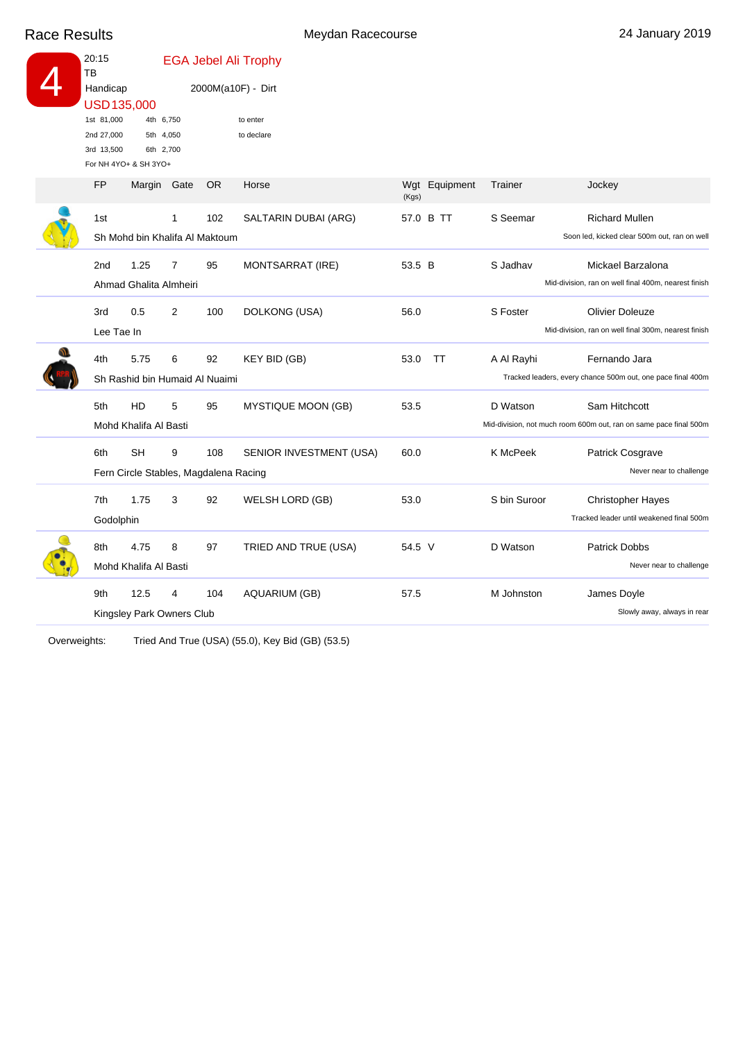# Race Results

Meydan Racecourse — 24 January 2019

## 4

20:15
TB
Handicap

**EGA Jebel Ali Trophy**

2000M(a10F) - Dirt

USD135,000

1st 81,000 | 4th 6,750 | to enter
2nd 27,000 | 5th 4,050 | to declare
3rd 13,500 | 6th 2,700

For NH 4YO+ & SH 3YO+

| FP | Margin | Gate | OR | Horse | Wgt (Kgs) | Equipment | Trainer | Jockey |
|---|---|---|---|---|---|---|---|---|
| 1st | | 1 | 102 | SALTARIN DUBAI (ARG) | 57.0 | B TT | S Seemar | Richard Mullen |
| Sh Mohd bin Khalifa Al Maktoum | | | | | | | | Soon led, kicked clear 500m out, ran on well |
| 2nd | 1.25 | 7 | 95 | MONTSARRAT (IRE) | 53.5 | B | S Jadhav | Mickael Barzalona |
| Ahmad Ghalita Almheiri | | | | | | | | Mid-division, ran on well final 400m, nearest finish |
| 3rd | 0.5 | 2 | 100 | DOLKONG (USA) | 56.0 | | S Foster | Olivier Doleuze |
| Lee Tae In | | | | | | | | Mid-division, ran on well final 300m, nearest finish |
| 4th | 5.75 | 6 | 92 | KEY BID (GB) | 53.0 | TT | A Al Rayhi | Fernando Jara |
| Sh Rashid bin Humaid Al Nuaimi | | | | | | | | Tracked leaders, every chance 500m out, one pace final 400m |
| 5th | HD | 5 | 95 | MYSTIQUE MOON (GB) | 53.5 | | D Watson | Sam Hitchcott |
| Mohd Khalifa Al Basti | | | | | | | | Mid-division, not much room 600m out, ran on same pace final 500m |
| 6th | SH | 9 | 108 | SENIOR INVESTMENT (USA) | 60.0 | | K McPeek | Patrick Cosgrave |
| Fern Circle Stables, Magdalena Racing | | | | | | | | Never near to challenge |
| 7th | 1.75 | 3 | 92 | WELSH LORD (GB) | 53.0 | | S bin Suroor | Christopher Hayes |
| Godolphin | | | | | | | | Tracked leader until weakened final 500m |
| 8th | 4.75 | 8 | 97 | TRIED AND TRUE (USA) | 54.5 | V | D Watson | Patrick Dobbs |
| Mohd Khalifa Al Basti | | | | | | | | Never near to challenge |
| 9th | 12.5 | 4 | 104 | AQUARIUM (GB) | 57.5 | | M Johnston | James Doyle |
| Kingsley Park Owners Club | | | | | | | | Slowly away, always in rear |

Overweights: Tried And True (USA) (55.0), Key Bid (GB) (53.5)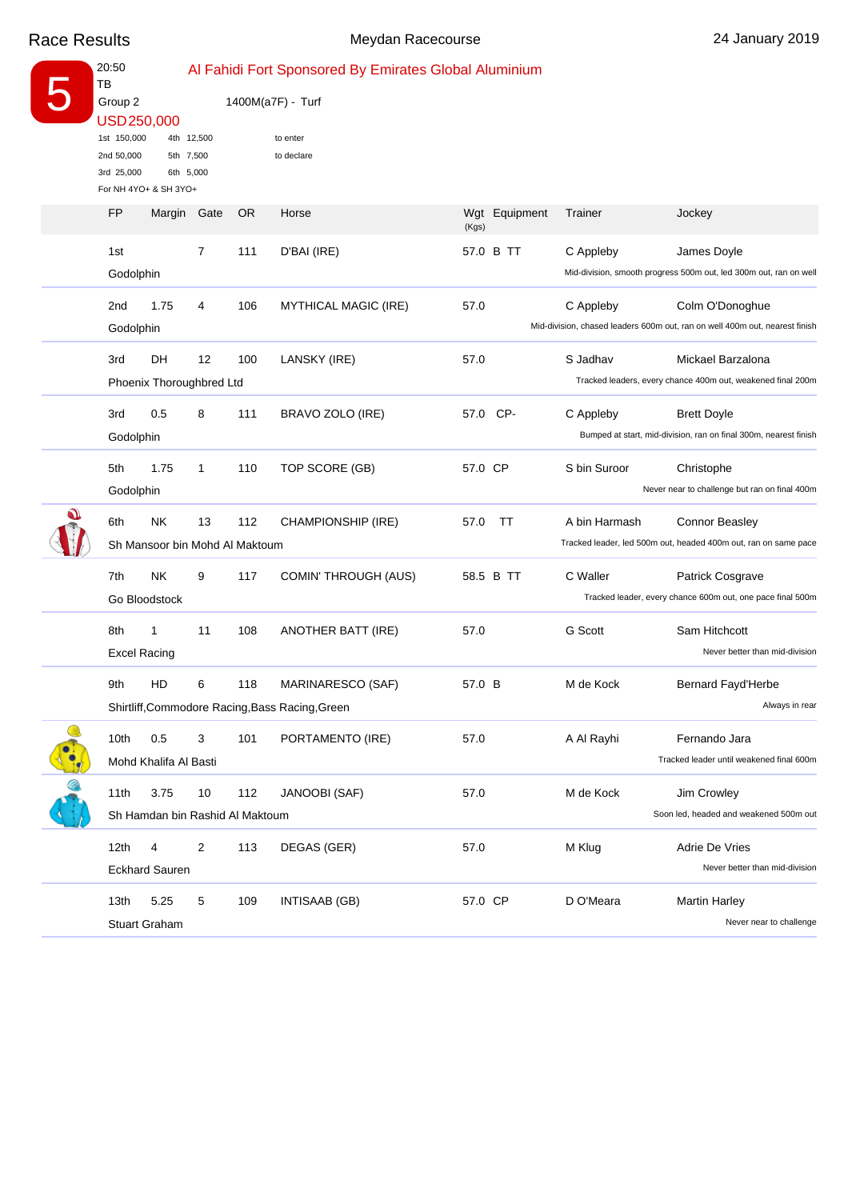# Race Results

Meydan Racecourse

24 January 2019

## 5

20:50
TB
Group 2

**Al Fahidi Fort Sponsored By Emirates Global Aluminium**

1400M(a7F) - Turf

USD 250,000

1st 150,000 4th 12,500 to enter
2nd 50,000 5th 7,500 to declare
3rd 25,000 6th 5,000

For NH 4YO+ & SH 3YO+

| FP | Margin | Gate | OR | Horse | Wgt (Kgs) | Equipment | Trainer | Jockey |
|---|---|---|---|---|---|---|---|---|
| 1st | | 7 | 111 | D'BAI (IRE) | 57.0 | B TT | C Appleby | James Doyle |
| Godolphin | | | | | | | Mid-division, smooth progress 500m out, led 300m out, ran on well | |
| 2nd | 1.75 | 4 | 106 | MYTHICAL MAGIC (IRE) | 57.0 | | C Appleby | Colm O'Donoghue |
| Godolphin | | | | | | | Mid-division, chased leaders 600m out, ran on well 400m out, nearest finish | |
| 3rd | DH | 12 | 100 | LANSKY (IRE) | 57.0 | | S Jadhav | Mickael Barzalona |
| Phoenix Thoroughbred Ltd | | | | | | | Tracked leaders, every chance 400m out, weakened final 200m | |
| 3rd | 0.5 | 8 | 111 | BRAVO ZOLO (IRE) | 57.0 | CP- | C Appleby | Brett Doyle |
| Godolphin | | | | | | | Bumped at start, mid-division, ran on final 300m, nearest finish | |
| 5th | 1.75 | 1 | 110 | TOP SCORE (GB) | 57.0 | CP | S bin Suroor | Christophe |
| Godolphin | | | | | | | Never near to challenge but ran on final 400m | |
| 6th | NK | 13 | 112 | CHAMPIONSHIP (IRE) | 57.0 | TT | A bin Harmash | Connor Beasley |
| Sh Mansoor bin Mohd Al Maktoum | | | | | | | Tracked leader, led 500m out, headed 400m out, ran on same pace | |
| 7th | NK | 9 | 117 | COMIN' THROUGH (AUS) | 58.5 | B TT | C Waller | Patrick Cosgrave |
| Go Bloodstock | | | | | | | Tracked leader, every chance 600m out, one pace final 500m | |
| 8th | 1 | 11 | 108 | ANOTHER BATT (IRE) | 57.0 | | G Scott | Sam Hitchcott |
| Excel Racing | | | | | | | Never better than mid-division | |
| 9th | HD | 6 | 118 | MARINARESCO (SAF) | 57.0 | B | M de Kock | Bernard Fayd'Herbe |
| Shirtliff,Commodore Racing,Bass Racing,Green | | | | | | | Always in rear | |
| 10th | 0.5 | 3 | 101 | PORTAMENTO (IRE) | 57.0 | | A Al Rayhi | Fernando Jara |
| Mohd Khalifa Al Basti | | | | | | | Tracked leader until weakened final 600m | |
| 11th | 3.75 | 10 | 112 | JANOOBI (SAF) | 57.0 | | M de Kock | Jim Crowley |
| Sh Hamdan bin Rashid Al Maktoum | | | | | | | Soon led, headed and weakened 500m out | |
| 12th | 4 | 2 | 113 | DEGAS (GER) | 57.0 | | M Klug | Adrie De Vries |
| Eckhard Sauren | | | | | | | Never better than mid-division | |
| 13th | 5.25 | 5 | 109 | INTISAAB (GB) | 57.0 | CP | D O'Meara | Martin Harley |
| Stuart Graham | | | | | | | Never near to challenge | |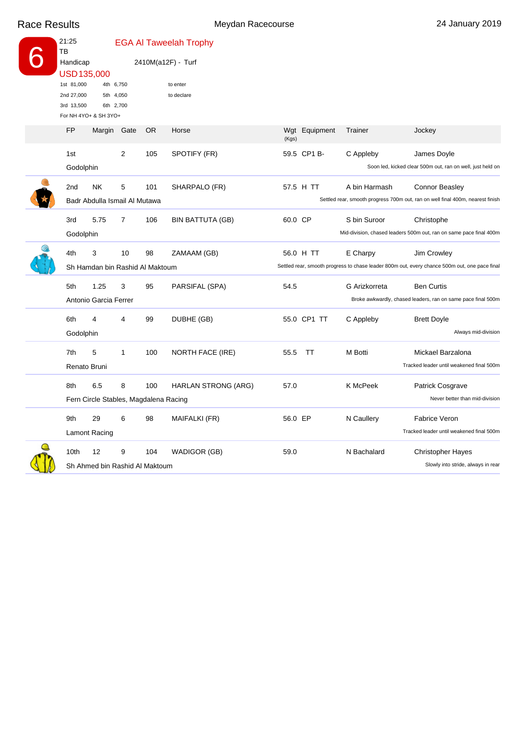# Race Results

Meydan Racecourse

24 January 2019

## 6

21:25
TB
Handicap

### EGA Al Taweelah Trophy

2410M(a12F) - Turf

USD135,000

1st 81,000 4th 6,750 to enter
2nd 27,000 5th 4,050 to declare
3rd 13,500 6th 2,700

For NH 4YO+ & SH 3YO+

| FP | Margin | Gate | OR | Horse | Wgt (Kgs) | Equipment | Trainer | Jockey |
|---|---|---|---|---|---|---|---|---|
| 1st | | 2 | 105 | SPOTIFY (FR) | 59.5 | CP1 B- | C Appleby | James Doyle |
| Godolphin | | | | | | | | Soon led, kicked clear 500m out, ran on well, just held on |
| 2nd | NK | 5 | 101 | SHARPALO (FR) | 57.5 | H TT | A bin Harmash | Connor Beasley |
| Badr Abdulla Ismail Al Mutawa | | | | | | | | Settled rear, smooth progress 700m out, ran on well final 400m, nearest finish |
| 3rd | 5.75 | 7 | 106 | BIN BATTUTA (GB) | 60.0 | CP | S bin Suroor | Christophe |
| Godolphin | | | | | | | | Mid-division, chased leaders 500m out, ran on same pace final 400m |
| 4th | 3 | 10 | 98 | ZAMAAM (GB) | 56.0 | H TT | E Charpy | Jim Crowley |
| Sh Hamdan bin Rashid Al Maktoum | | | | | | | | Settled rear, smooth progress to chase leader 800m out, every chance 500m out, one pace final |
| 5th | 1.25 | 3 | 95 | PARSIFAL (SPA) | 54.5 | | G Arizkorreta | Ben Curtis |
| Antonio Garcia Ferrer | | | | | | | | Broke awkwardly, chased leaders, ran on same pace final 500m |
| 6th | 4 | 4 | 99 | DUBHE (GB) | 55.0 | CP1 TT | C Appleby | Brett Doyle |
| Godolphin | | | | | | | | Always mid-division |
| 7th | 5 | 1 | 100 | NORTH FACE (IRE) | 55.5 | TT | M Botti | Mickael Barzalona |
| Renato Bruni | | | | | | | | Tracked leader until weakened final 500m |
| 8th | 6.5 | 8 | 100 | HARLAN STRONG (ARG) | 57.0 | | K McPeek | Patrick Cosgrave |
| Fern Circle Stables, Magdalena Racing | | | | | | | | Never better than mid-division |
| 9th | 29 | 6 | 98 | MAIFALKI (FR) | 56.0 | EP | N Caullery | Fabrice Veron |
| Lamont Racing | | | | | | | | Tracked leader until weakened final 500m |
| 10th | 12 | 9 | 104 | WADIGOR (GB) | 59.0 | | N Bachalard | Christopher Hayes |
| Sh Ahmed bin Rashid Al Maktoum | | | | | | | | Slowly into stride, always in rear |